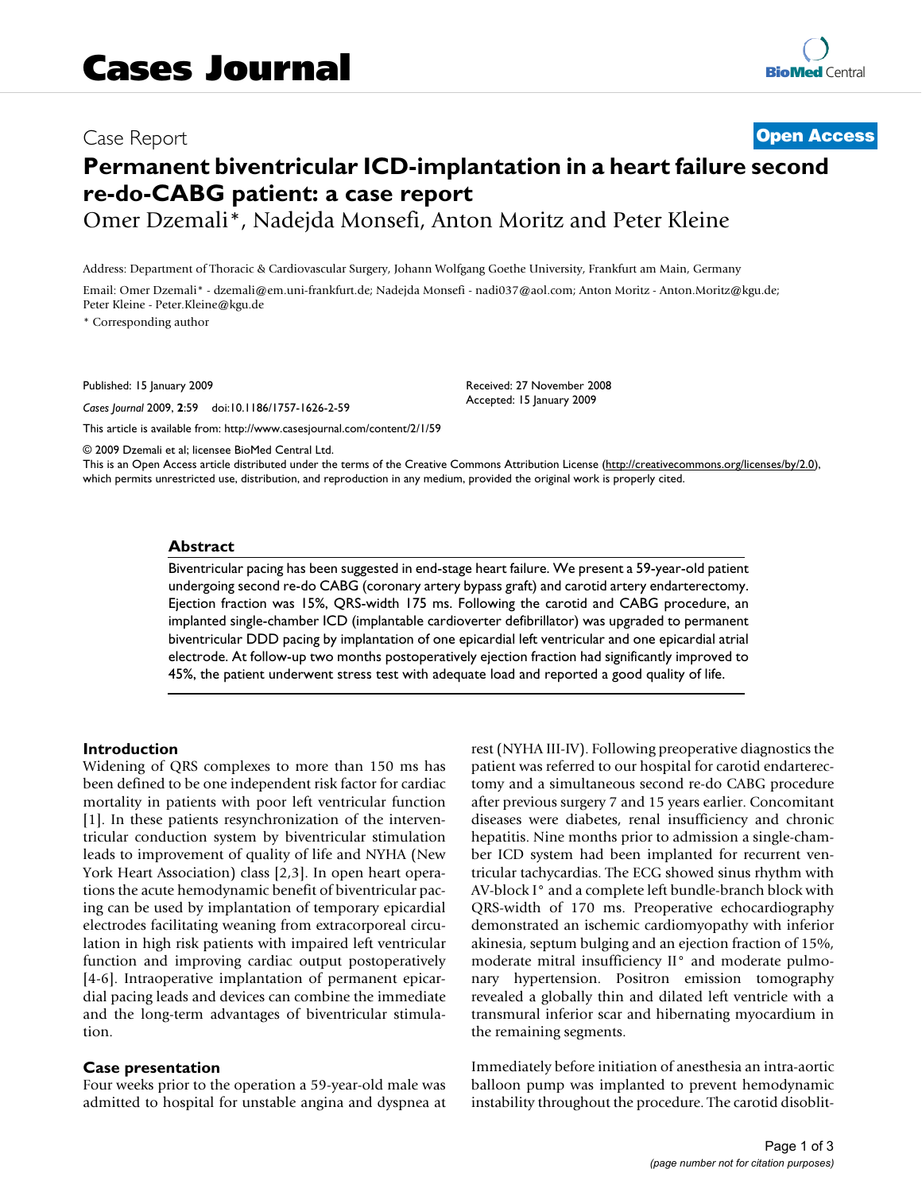# Cases Journal

Case Report

**Open Access**

# Permanent biventricular ICD-implantation in a heart failure second re-do-CABG patient: a case report

Omer Dzemali*, Nadejda Monsefi, Anton Moritz and Peter Kleine

Address: Department of Thoracic & Cardiovascular Surgery, Johann Wolfgang Goethe University, Frankfurt am Main, Germany

Email: Omer Dzemali* - dzemali@em.uni-frankfurt.de; Nadejda Monsefi - nadi037@aol.com; Anton Moritz - Anton.Moritz@kgu.de; Peter Kleine - Peter.Kleine@kgu.de

* Corresponding author

Published: 15 January 2009

*Cases Journal* 2009, **2**:59 doi:10.1186/1757-1626-2-59

Received: 27 November 2008
Accepted: 15 January 2009

This article is available from: http://www.casesjournal.com/content/2/1/59

© 2009 Dzemali et al; licensee BioMed Central Ltd.

This is an Open Access article distributed under the terms of the Creative Commons Attribution License (http://creativecommons.org/licenses/by/2.0), which permits unrestricted use, distribution, and reproduction in any medium, provided the original work is properly cited.

## Abstract

Biventricular pacing has been suggested in end-stage heart failure. We present a 59-year-old patient undergoing second re-do CABG (coronary artery bypass graft) and carotid artery endarterectomy. Ejection fraction was 15%, QRS-width 175 ms. Following the carotid and CABG procedure, an implanted single-chamber ICD (implantable cardioverter defibrillator) was upgraded to permanent biventricular DDD pacing by implantation of one epicardial left ventricular and one epicardial atrial electrode. At follow-up two months postoperatively ejection fraction had significantly improved to 45%, the patient underwent stress test with adequate load and reported a good quality of life.

## Introduction

Widening of QRS complexes to more than 150 ms has been defined to be one independent risk factor for cardiac mortality in patients with poor left ventricular function [1]. In these patients resynchronization of the interventricular conduction system by biventricular stimulation leads to improvement of quality of life and NYHA (New York Heart Association) class [2,3]. In open heart operations the acute hemodynamic benefit of biventricular pacing can be used by implantation of temporary epicardial electrodes facilitating weaning from extracorporeal circulation in high risk patients with impaired left ventricular function and improving cardiac output postoperatively [4-6]. Intraoperative implantation of permanent epicardial pacing leads and devices can combine the immediate and the long-term advantages of biventricular stimulation.

## Case presentation

Four weeks prior to the operation a 59-year-old male was admitted to hospital for unstable angina and dyspnea at rest (NYHA III-IV). Following preoperative diagnostics the patient was referred to our hospital for carotid endarterectomy and a simultaneous second re-do CABG procedure after previous surgery 7 and 15 years earlier. Concomitant diseases were diabetes, renal insufficiency and chronic hepatitis. Nine months prior to admission a single-chamber ICD system had been implanted for recurrent ventricular tachycardias. The ECG showed sinus rhythm with AV-block I° and a complete left bundle-branch block with QRS-width of 170 ms. Preoperative echocardiography demonstrated an ischemic cardiomyopathy with inferior akinesia, septum bulging and an ejection fraction of 15%, moderate mitral insufficiency II° and moderate pulmonary hypertension. Positron emission tomography revealed a globally thin and dilated left ventricle with a transmural inferior scar and hibernating myocardium in the remaining segments.

Immediately before initiation of anesthesia an intra-aortic balloon pump was implanted to prevent hemodynamic instability throughout the procedure. The carotid disoblit-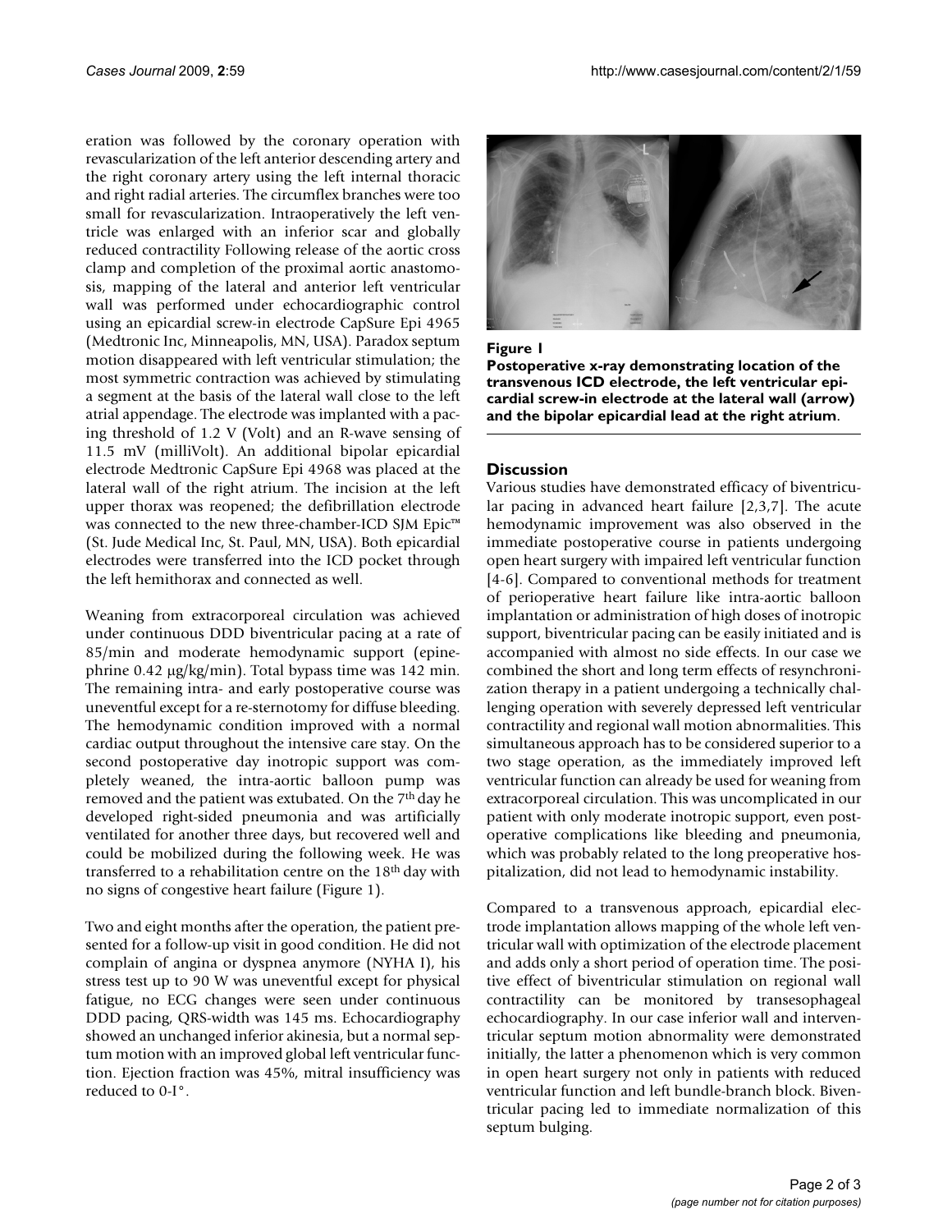eration was followed by the coronary operation with revascularization of the left anterior descending artery and the right coronary artery using the left internal thoracic and right radial arteries. The circumflex branches were too small for revascularization. Intraoperatively the left ventricle was enlarged with an inferior scar and globally reduced contractility Following release of the aortic cross clamp and completion of the proximal aortic anastomosis, mapping of the lateral and anterior left ventricular wall was performed under echocardiographic control using an epicardial screw-in electrode CapSure Epi 4965 (Medtronic Inc, Minneapolis, MN, USA). Paradox septum motion disappeared with left ventricular stimulation; the most symmetric contraction was achieved by stimulating a segment at the basis of the lateral wall close to the left atrial appendage. The electrode was implanted with a pacing threshold of 1.2 V (Volt) and an R-wave sensing of 11.5 mV (milliVolt). An additional bipolar epicardial electrode Medtronic CapSure Epi 4968 was placed at the lateral wall of the right atrium. The incision at the left upper thorax was reopened; the defibrillation electrode was connected to the new three-chamber-ICD SJM Epic™ (St. Jude Medical Inc, St. Paul, MN, USA). Both epicardial electrodes were transferred into the ICD pocket through the left hemithorax and connected as well.

Weaning from extracorporeal circulation was achieved under continuous DDD biventricular pacing at a rate of 85/min and moderate hemodynamic support (epinephrine 0.42 μg/kg/min). Total bypass time was 142 min. The remaining intra- and early postoperative course was uneventful except for a re-sternotomy for diffuse bleeding. The hemodynamic condition improved with a normal cardiac output throughout the intensive care stay. On the second postoperative day inotropic support was completely weaned, the intra-aortic balloon pump was removed and the patient was extubated. On the 7th day he developed right-sided pneumonia and was artificially ventilated for another three days, but recovered well and could be mobilized during the following week. He was transferred to a rehabilitation centre on the 18th day with no signs of congestive heart failure (Figure 1).

Two and eight months after the operation, the patient presented for a follow-up visit in good condition. He did not complain of angina or dyspnea anymore (NYHA I), his stress test up to 90 W was uneventful except for physical fatigue, no ECG changes were seen under continuous DDD pacing, QRS-width was 145 ms. Echocardiography showed an unchanged inferior akinesia, but a normal septum motion with an improved global left ventricular function. Ejection fraction was 45%, mitral insufficiency was reduced to 0-I°.

**Figure 1**
**Postoperative x-ray demonstrating location of the transvenous ICD electrode, the left ventricular epicardial screw-in electrode at the lateral wall (arrow) and the bipolar epicardial lead at the right atrium.**

## Discussion

Various studies have demonstrated efficacy of biventricular pacing in advanced heart failure [2,3,7]. The acute hemodynamic improvement was also observed in the immediate postoperative course in patients undergoing open heart surgery with impaired left ventricular function [4-6]. Compared to conventional methods for treatment of perioperative heart failure like intra-aortic balloon implantation or administration of high doses of inotropic support, biventricular pacing can be easily initiated and is accompanied with almost no side effects. In our case we combined the short and long term effects of resynchronization therapy in a patient undergoing a technically challenging operation with severely depressed left ventricular contractility and regional wall motion abnormalities. This simultaneous approach has to be considered superior to a two stage operation, as the immediately improved left ventricular function can already be used for weaning from extracorporeal circulation. This was uncomplicated in our patient with only moderate inotropic support, even postoperative complications like bleeding and pneumonia, which was probably related to the long preoperative hospitalization, did not lead to hemodynamic instability.

Compared to a transvenous approach, epicardial electrode implantation allows mapping of the whole left ventricular wall with optimization of the electrode placement and adds only a short period of operation time. The positive effect of biventricular stimulation on regional wall contractility can be monitored by transesophageal echocardiography. In our case inferior wall and interventricular septum motion abnormality were demonstrated initially, the latter a phenomenon which is very common in open heart surgery not only in patients with reduced ventricular function and left bundle-branch block. Biventricular pacing led to immediate normalization of this septum bulging.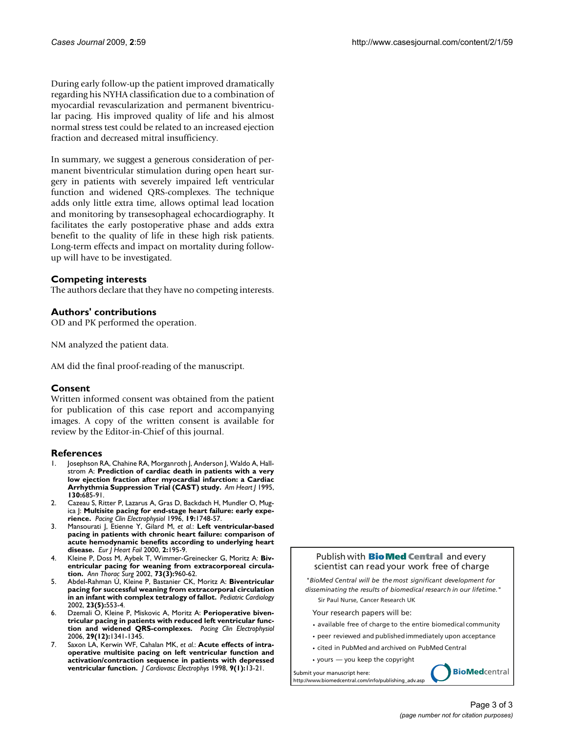During early follow-up the patient improved dramatically regarding his NYHA classification due to a combination of myocardial revascularization and permanent biventricular pacing. His improved quality of life and his almost normal stress test could be related to an increased ejection fraction and decreased mitral insufficiency.

In summary, we suggest a generous consideration of permanent biventricular stimulation during open heart surgery in patients with severely impaired left ventricular function and widened QRS-complexes. The technique adds only little extra time, allows optimal lead location and monitoring by transesophageal echocardiography. It facilitates the early postoperative phase and adds extra benefit to the quality of life in these high risk patients. Long-term effects and impact on mortality during follow-up will have to be investigated.

## Competing interests

The authors declare that they have no competing interests.

## Authors' contributions

OD and PK performed the operation.

NM analyzed the patient data.

AM did the final proof-reading of the manuscript.

## Consent

Written informed consent was obtained from the patient for publication of this case report and accompanying images. A copy of the written consent is available for review by the Editor-in-Chief of this journal.

## References

1. Josephson RA, Chahine RA, Morganroth J, Anderson J, Waldo A, Hallstrom A: **Prediction of cardiac death in patients with a very low ejection fraction after myocardial infarction: a Cardiac Arrhythmia Suppression Trial (CAST) study.** *Am Heart J* 1995, **130:**685-91.
2. Cazeau S, Ritter P, Lazarus A, Gras D, Backdach H, Mundler O, Mugica J: **Multisite pacing for end-stage heart failure: early experience.** *Pacing Clin Electrophysiol* 1996, **19:**1748-57.
3. Mansourati J, Etienne Y, Gilard M, *et al.*: **Left ventricular-based pacing in patients with chronic heart failure: comparison of acute hemodynamic benefits according to underlying heart disease.** *Eur J Heart Fail* 2000, **2:**195-9.
4. Kleine P, Doss M, Aybek T, Wimmer-Greinecker G, Moritz A: **Biventricular pacing for weaning from extracorporeal circulation.** *Ann Thorac Surg* 2002, **73(3):**960-62.
5. Abdel-Rahman U, Kleine P, Bastanier CK, Moritz A: **Biventricular pacing for successful weaning from extracorporeal circulation in an infant with complex tetralogy of fallot.** *Pediatric Cardiology* 2002, **23(5):**553-4.
6. Dzemali O, Kleine P, Miskovic A, Moritz A: **Perioperative biventricular pacing in patients with reduced left ventricular function and widened QRS-complexes.** *Pacing Clin Electrophysiol* 2006, **29(12):**1341-1345.
7. Saxon LA, Kerwin WF, Cahalan MK, *et al.*: **Acute effects of intraoperative multisite pacing on left ventricular function and activation/contraction sequence in patients with depressed ventricular function.** *J Cardiovasc Electrophys* 1998, **9(1):**13-21.

Publish with **BioMed Central** and every scientist can read your work free of charge

*"BioMed Central will be the most significant development for disseminating the results of biomedical research in our lifetime."*
Sir Paul Nurse, Cancer Research UK

Your research papers will be:

- available free of charge to the entire biomedical community
- peer reviewed and published immediately upon acceptance
- cited in PubMed and archived on PubMed Central
- yours — you keep the copyright

Submit your manuscript here:
http://www.biomedcentral.com/info/publishing_adv.asp

BioMedcentral